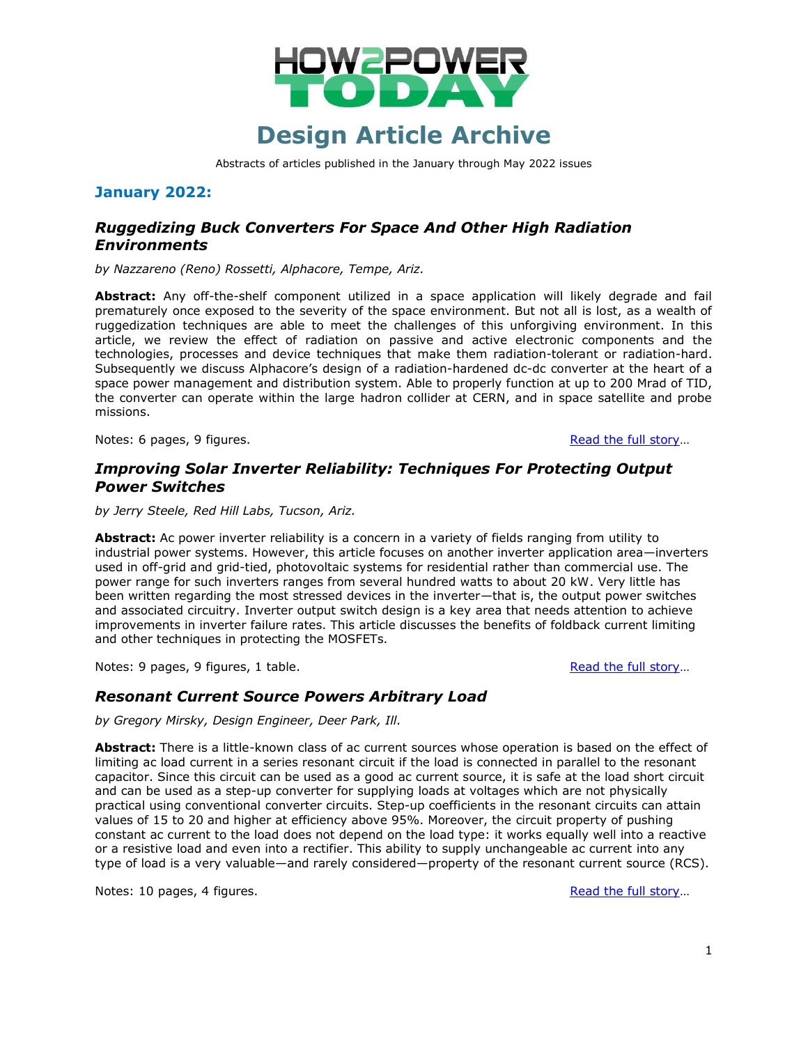# HOW2POWER TODAY

# Design Article Archive

Abstracts of articles published in the January through May 2022 issues

## January 2022:

### *Ruggedizing Buck Converters For Space And Other High Radiation Environments*

*by Nazzareno (Reno) Rossetti, Alphacore, Tempe, Ariz.*

**Abstract:** Any off-the-shelf component utilized in a space application will likely degrade and fail prematurely once exposed to the severity of the space environment. But not all is lost, as a wealth of ruggedization techniques are able to meet the challenges of this unforgiving environment. In this article, we review the effect of radiation on passive and active electronic components and the technologies, processes and device techniques that make them radiation-tolerant or radiation-hard. Subsequently we discuss Alphacore's design of a radiation-hardened dc-dc converter at the heart of a space power management and distribution system. Able to properly function at up to 200 Mrad of TID, the converter can operate within the large hadron collider at CERN, and in space satellite and probe missions.

Notes: 6 pages, 9 figures. Read the full story…

### *Improving Solar Inverter Reliability: Techniques For Protecting Output Power Switches*

*by Jerry Steele, Red Hill Labs, Tucson, Ariz.*

**Abstract:** Ac power inverter reliability is a concern in a variety of fields ranging from utility to industrial power systems. However, this article focuses on another inverter application area—inverters used in off-grid and grid-tied, photovoltaic systems for residential rather than commercial use. The power range for such inverters ranges from several hundred watts to about 20 kW. Very little has been written regarding the most stressed devices in the inverter—that is, the output power switches and associated circuitry. Inverter output switch design is a key area that needs attention to achieve improvements in inverter failure rates. This article discusses the benefits of foldback current limiting and other techniques in protecting the MOSFETs.

Notes: 9 pages, 9 figures, 1 table. Read the full story…

### *Resonant Current Source Powers Arbitrary Load*

*by Gregory Mirsky, Design Engineer, Deer Park, Ill.*

**Abstract:** There is a little-known class of ac current sources whose operation is based on the effect of limiting ac load current in a series resonant circuit if the load is connected in parallel to the resonant capacitor. Since this circuit can be used as a good ac current source, it is safe at the load short circuit and can be used as a step-up converter for supplying loads at voltages which are not physically practical using conventional converter circuits. Step-up coefficients in the resonant circuits can attain values of 15 to 20 and higher at efficiency above 95%. Moreover, the circuit property of pushing constant ac current to the load does not depend on the load type: it works equally well into a reactive or a resistive load and even into a rectifier. This ability to supply unchangeable ac current into any type of load is a very valuable—and rarely considered—property of the resonant current source (RCS).

Notes: 10 pages, 4 figures. Read the full story…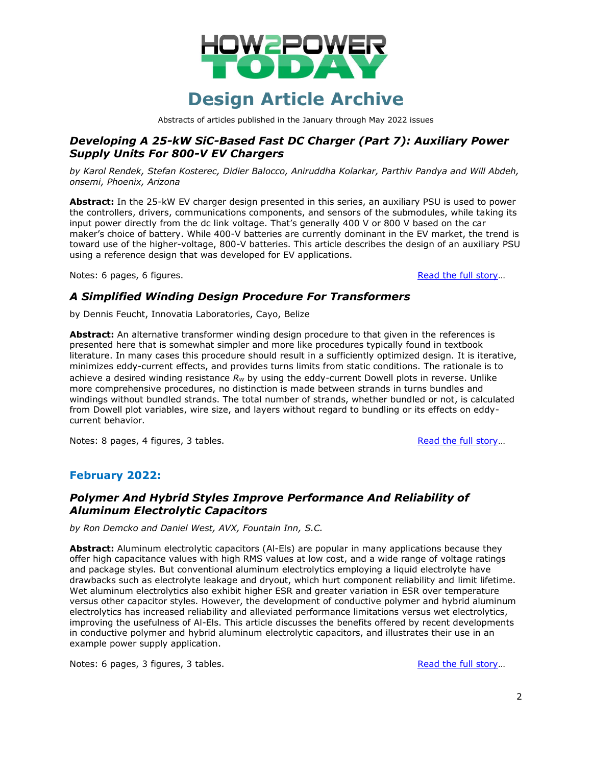# Design Article Archive

Abstracts of articles published in the January through May 2022 issues

### *Developing A 25-kW SiC-Based Fast DC Charger (Part 7): Auxiliary Power Supply Units For 800-V EV Chargers*

*by Karol Rendek, Stefan Kosterec, Didier Balocco, Aniruddha Kolarkar, Parthiv Pandya and Will Abdeh, onsemi, Phoenix, Arizona*

**Abstract:** In the 25-kW EV charger design presented in this series, an auxiliary PSU is used to power the controllers, drivers, communications components, and sensors of the submodules, while taking its input power directly from the dc link voltage. That's generally 400 V or 800 V based on the car maker's choice of battery. While 400-V batteries are currently dominant in the EV market, the trend is toward use of the higher-voltage, 800-V batteries. This article describes the design of an auxiliary PSU using a reference design that was developed for EV applications.

Notes: 6 pages, 6 figures. Read the full story…

### *A Simplified Winding Design Procedure For Transformers*

by Dennis Feucht, Innovatia Laboratories, Cayo, Belize

**Abstract:** An alternative transformer winding design procedure to that given in the references is presented here that is somewhat simpler and more like procedures typically found in textbook literature. In many cases this procedure should result in a sufficiently optimized design. It is iterative, minimizes eddy-current effects, and provides turns limits from static conditions. The rationale is to achieve a desired winding resistance $R_w$ by using the eddy-current Dowell plots in reverse. Unlike more comprehensive procedures, no distinction is made between strands in turns bundles and windings without bundled strands. The total number of strands, whether bundled or not, is calculated from Dowell plot variables, wire size, and layers without regard to bundling or its effects on eddy-current behavior.

Notes: 8 pages, 4 figures, 3 tables. Read the full story…

## February 2022:

### *Polymer And Hybrid Styles Improve Performance And Reliability of Aluminum Electrolytic Capacitors*

*by Ron Demcko and Daniel West, AVX, Fountain Inn, S.C.*

**Abstract:** Aluminum electrolytic capacitors (Al-Els) are popular in many applications because they offer high capacitance values with high RMS values at low cost, and a wide range of voltage ratings and package styles. But conventional aluminum electrolytics employing a liquid electrolyte have drawbacks such as electrolyte leakage and dryout, which hurt component reliability and limit lifetime. Wet aluminum electrolytics also exhibit higher ESR and greater variation in ESR over temperature versus other capacitor styles. However, the development of conductive polymer and hybrid aluminum electrolytics has increased reliability and alleviated performance limitations versus wet electrolytics, improving the usefulness of Al-Els. This article discusses the benefits offered by recent developments in conductive polymer and hybrid aluminum electrolytic capacitors, and illustrates their use in an example power supply application.

Notes: 6 pages, 3 figures, 3 tables. Read the full story…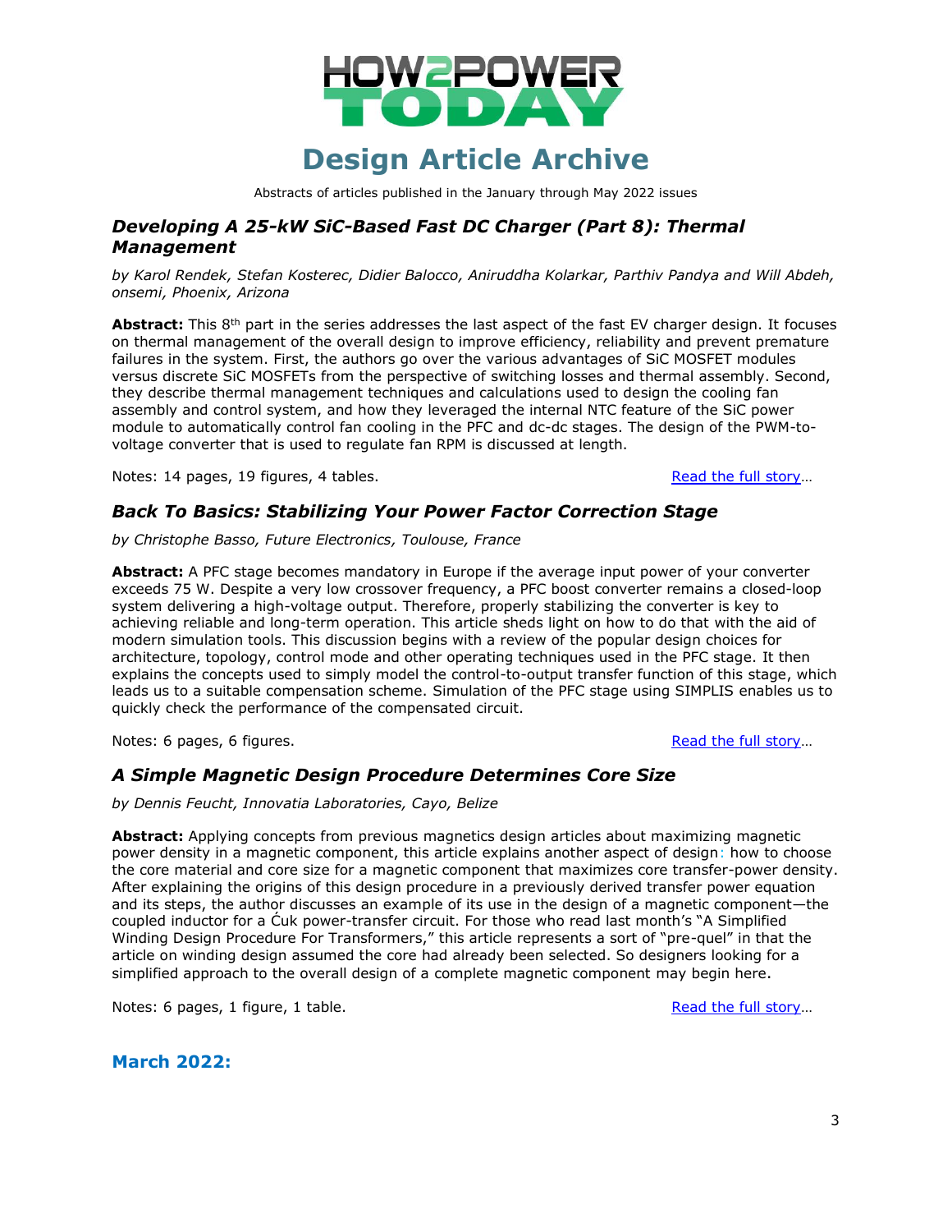# HOW2POWER TODAY

# Design Article Archive

Abstracts of articles published in the January through May 2022 issues

## *Developing A 25-kW SiC-Based Fast DC Charger (Part 8): Thermal Management*

*by Karol Rendek, Stefan Kosterec, Didier Balocco, Aniruddha Kolarkar, Parthiv Pandya and Will Abdeh, onsemi, Phoenix, Arizona*

**Abstract:** This 8th part in the series addresses the last aspect of the fast EV charger design. It focuses on thermal management of the overall design to improve efficiency, reliability and prevent premature failures in the system. First, the authors go over the various advantages of SiC MOSFET modules versus discrete SiC MOSFETs from the perspective of switching losses and thermal assembly. Second, they describe thermal management techniques and calculations used to design the cooling fan assembly and control system, and how they leveraged the internal NTC feature of the SiC power module to automatically control fan cooling in the PFC and dc-dc stages. The design of the PWM-to-voltage converter that is used to regulate fan RPM is discussed at length.

Notes: 14 pages, 19 figures, 4 tables. Read the full story…

## *Back To Basics: Stabilizing Your Power Factor Correction Stage*

*by Christophe Basso, Future Electronics, Toulouse, France*

**Abstract:** A PFC stage becomes mandatory in Europe if the average input power of your converter exceeds 75 W. Despite a very low crossover frequency, a PFC boost converter remains a closed-loop system delivering a high-voltage output. Therefore, properly stabilizing the converter is key to achieving reliable and long-term operation. This article sheds light on how to do that with the aid of modern simulation tools. This discussion begins with a review of the popular design choices for architecture, topology, control mode and other operating techniques used in the PFC stage. It then explains the concepts used to simply model the control-to-output transfer function of this stage, which leads us to a suitable compensation scheme. Simulation of the PFC stage using SIMPLIS enables us to quickly check the performance of the compensated circuit.

Notes: 6 pages, 6 figures. Read the full story…

## *A Simple Magnetic Design Procedure Determines Core Size*

*by Dennis Feucht, Innovatia Laboratories, Cayo, Belize*

**Abstract:** Applying concepts from previous magnetics design articles about maximizing magnetic power density in a magnetic component, this article explains another aspect of design: how to choose the core material and core size for a magnetic component that maximizes core transfer-power density. After explaining the origins of this design procedure in a previously derived transfer power equation and its steps, the author discusses an example of its use in the design of a magnetic component—the coupled inductor for a Ćuk power-transfer circuit. For those who read last month's "A Simplified Winding Design Procedure For Transformers," this article represents a sort of "pre-quel" in that the article on winding design assumed the core had already been selected. So designers looking for a simplified approach to the overall design of a complete magnetic component may begin here.

Notes: 6 pages, 1 figure, 1 table. Read the full story…

## March 2022: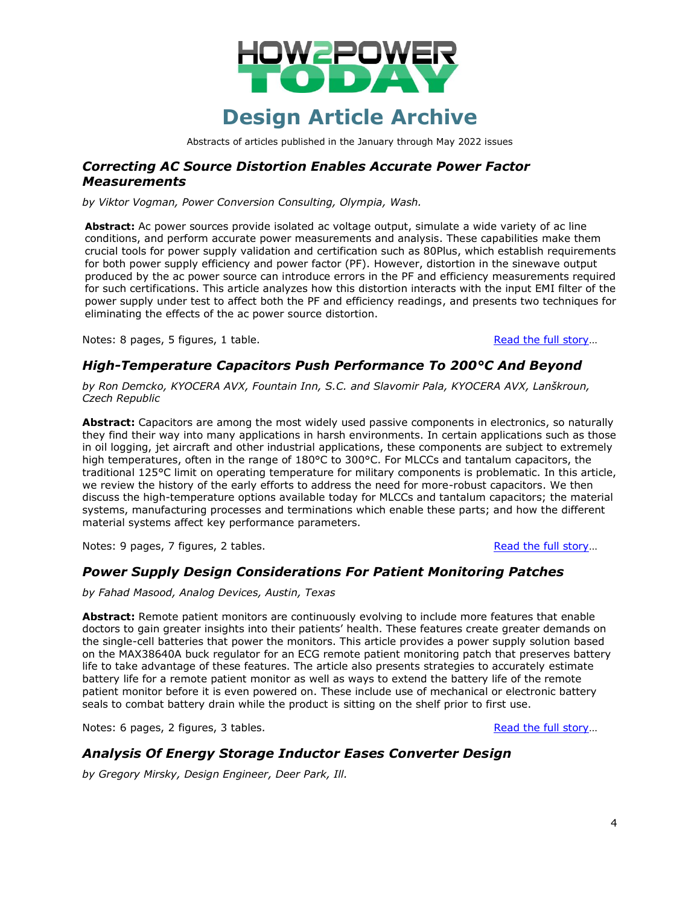# Design Article Archive

Abstracts of articles published in the January through May 2022 issues

## *Correcting AC Source Distortion Enables Accurate Power Factor Measurements*

*by Viktor Vogman, Power Conversion Consulting, Olympia, Wash.*

**Abstract:** Ac power sources provide isolated ac voltage output, simulate a wide variety of ac line conditions, and perform accurate power measurements and analysis. These capabilities make them crucial tools for power supply validation and certification such as 80Plus, which establish requirements for both power supply efficiency and power factor (PF). However, distortion in the sinewave output produced by the ac power source can introduce errors in the PF and efficiency measurements required for such certifications. This article analyzes how this distortion interacts with the input EMI filter of the power supply under test to affect both the PF and efficiency readings, and presents two techniques for eliminating the effects of the ac power source distortion.

Notes: 8 pages, 5 figures, 1 table. Read the full story…

## *High-Temperature Capacitors Push Performance To 200°C And Beyond*

*by Ron Demcko, KYOCERA AVX, Fountain Inn, S.C. and Slavomir Pala, KYOCERA AVX, Lanškroun, Czech Republic*

**Abstract:** Capacitors are among the most widely used passive components in electronics, so naturally they find their way into many applications in harsh environments. In certain applications such as those in oil logging, jet aircraft and other industrial applications, these components are subject to extremely high temperatures, often in the range of 180°C to 300°C. For MLCCs and tantalum capacitors, the traditional 125°C limit on operating temperature for military components is problematic. In this article, we review the history of the early efforts to address the need for more-robust capacitors. We then discuss the high-temperature options available today for MLCCs and tantalum capacitors; the material systems, manufacturing processes and terminations which enable these parts; and how the different material systems affect key performance parameters.

Notes: 9 pages, 7 figures, 2 tables. Read the full story…

## *Power Supply Design Considerations For Patient Monitoring Patches*

*by Fahad Masood, Analog Devices, Austin, Texas*

**Abstract:** Remote patient monitors are continuously evolving to include more features that enable doctors to gain greater insights into their patients' health. These features create greater demands on the single-cell batteries that power the monitors. This article provides a power supply solution based on the MAX38640A buck regulator for an ECG remote patient monitoring patch that preserves battery life to take advantage of these features. The article also presents strategies to accurately estimate battery life for a remote patient monitor as well as ways to extend the battery life of the remote patient monitor before it is even powered on. These include use of mechanical or electronic battery seals to combat battery drain while the product is sitting on the shelf prior to first use.

Notes: 6 pages, 2 figures, 3 tables. Read the full story…

## *Analysis Of Energy Storage Inductor Eases Converter Design*

*by Gregory Mirsky, Design Engineer, Deer Park, Ill.*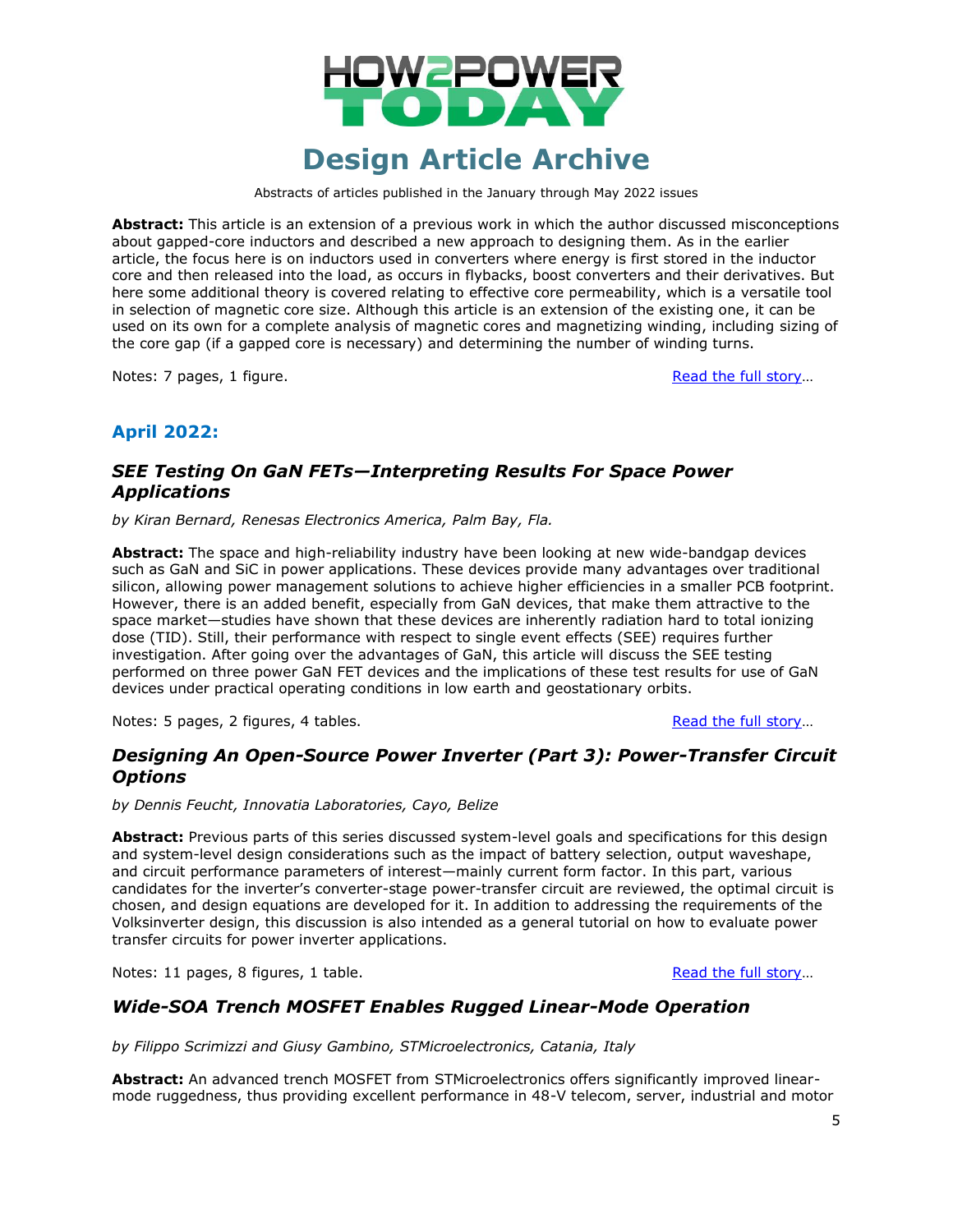**Abstract:** This article is an extension of a previous work in which the author discussed misconceptions about gapped-core inductors and described a new approach to designing them. As in the earlier article, the focus here is on inductors used in converters where energy is first stored in the inductor core and then released into the load, as occurs in flybacks, boost converters and their derivatives. But here some additional theory is covered relating to effective core permeability, which is a versatile tool in selection of magnetic core size. Although this article is an extension of the existing one, it can be used on its own for a complete analysis of magnetic cores and magnetizing winding, including sizing of the core gap (if a gapped core is necessary) and determining the number of winding turns.

Notes: 7 pages, 1 figure. Read the full story…

## April 2022:

### *SEE Testing On GaN FETs—Interpreting Results For Space Power Applications*

*by Kiran Bernard, Renesas Electronics America, Palm Bay, Fla.*

**Abstract:** The space and high-reliability industry have been looking at new wide-bandgap devices such as GaN and SiC in power applications. These devices provide many advantages over traditional silicon, allowing power management solutions to achieve higher efficiencies in a smaller PCB footprint. However, there is an added benefit, especially from GaN devices, that make them attractive to the space market—studies have shown that these devices are inherently radiation hard to total ionizing dose (TID). Still, their performance with respect to single event effects (SEE) requires further investigation. After going over the advantages of GaN, this article will discuss the SEE testing performed on three power GaN FET devices and the implications of these test results for use of GaN devices under practical operating conditions in low earth and geostationary orbits.

Notes: 5 pages, 2 figures, 4 tables. Read the full story…

### *Designing An Open-Source Power Inverter (Part 3): Power-Transfer Circuit Options*

*by Dennis Feucht, Innovatia Laboratories, Cayo, Belize*

**Abstract:** Previous parts of this series discussed system-level goals and specifications for this design and system-level design considerations such as the impact of battery selection, output waveshape, and circuit performance parameters of interest—mainly current form factor. In this part, various candidates for the inverter's converter-stage power-transfer circuit are reviewed, the optimal circuit is chosen, and design equations are developed for it. In addition to addressing the requirements of the Volksinverter design, this discussion is also intended as a general tutorial on how to evaluate power transfer circuits for power inverter applications.

Notes: 11 pages, 8 figures, 1 table. Read the full story…

### *Wide-SOA Trench MOSFET Enables Rugged Linear-Mode Operation*

*by Filippo Scrimizzi and Giusy Gambino, STMicroelectronics, Catania, Italy*

**Abstract:** An advanced trench MOSFET from STMicroelectronics offers significantly improved linear-mode ruggedness, thus providing excellent performance in 48-V telecom, server, industrial and motor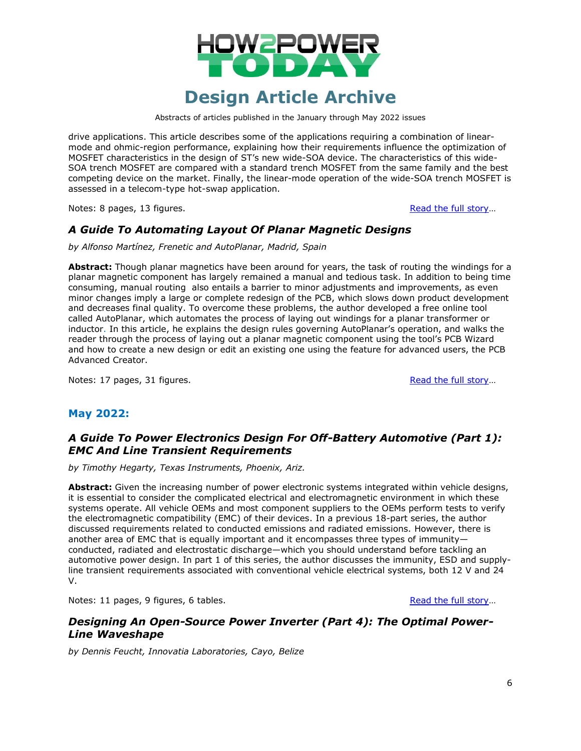drive applications. This article describes some of the applications requiring a combination of linear-mode and ohmic-region performance, explaining how their requirements influence the optimization of MOSFET characteristics in the design of ST's new wide-SOA device. The characteristics of this wide-SOA trench MOSFET are compared with a standard trench MOSFET from the same family and the best competing device on the market. Finally, the linear-mode operation of the wide-SOA trench MOSFET is assessed in a telecom-type hot-swap application.

Notes: 8 pages, 13 figures. Read the full story…

### *A Guide To Automating Layout Of Planar Magnetic Designs*

*by Alfonso Martínez, Frenetic and AutoPlanar, Madrid, Spain*

**Abstract:** Though planar magnetics have been around for years, the task of routing the windings for a planar magnetic component has largely remained a manual and tedious task. In addition to being time consuming, manual routing also entails a barrier to minor adjustments and improvements, as even minor changes imply a large or complete redesign of the PCB, which slows down product development and decreases final quality. To overcome these problems, the author developed a free online tool called AutoPlanar, which automates the process of laying out windings for a planar transformer or inductor. In this article, he explains the design rules governing AutoPlanar's operation, and walks the reader through the process of laying out a planar magnetic component using the tool's PCB Wizard and how to create a new design or edit an existing one using the feature for advanced users, the PCB Advanced Creator.

Notes: 17 pages, 31 figures. Read the full story…

## May 2022:

### *A Guide To Power Electronics Design For Off-Battery Automotive (Part 1): EMC And Line Transient Requirements*

*by Timothy Hegarty, Texas Instruments, Phoenix, Ariz.*

**Abstract:** Given the increasing number of power electronic systems integrated within vehicle designs, it is essential to consider the complicated electrical and electromagnetic environment in which these systems operate. All vehicle OEMs and most component suppliers to the OEMs perform tests to verify the electromagnetic compatibility (EMC) of their devices. In a previous 18-part series, the author discussed requirements related to conducted emissions and radiated emissions. However, there is another area of EMC that is equally important and it encompasses three types of immunity—conducted, radiated and electrostatic discharge—which you should understand before tackling an automotive power design. In part 1 of this series, the author discusses the immunity, ESD and supply-line transient requirements associated with conventional vehicle electrical systems, both 12 V and 24 V.

Notes: 11 pages, 9 figures, 6 tables. Read the full story…

### *Designing An Open-Source Power Inverter (Part 4): The Optimal Power-Line Waveshape*

*by Dennis Feucht, Innovatia Laboratories, Cayo, Belize*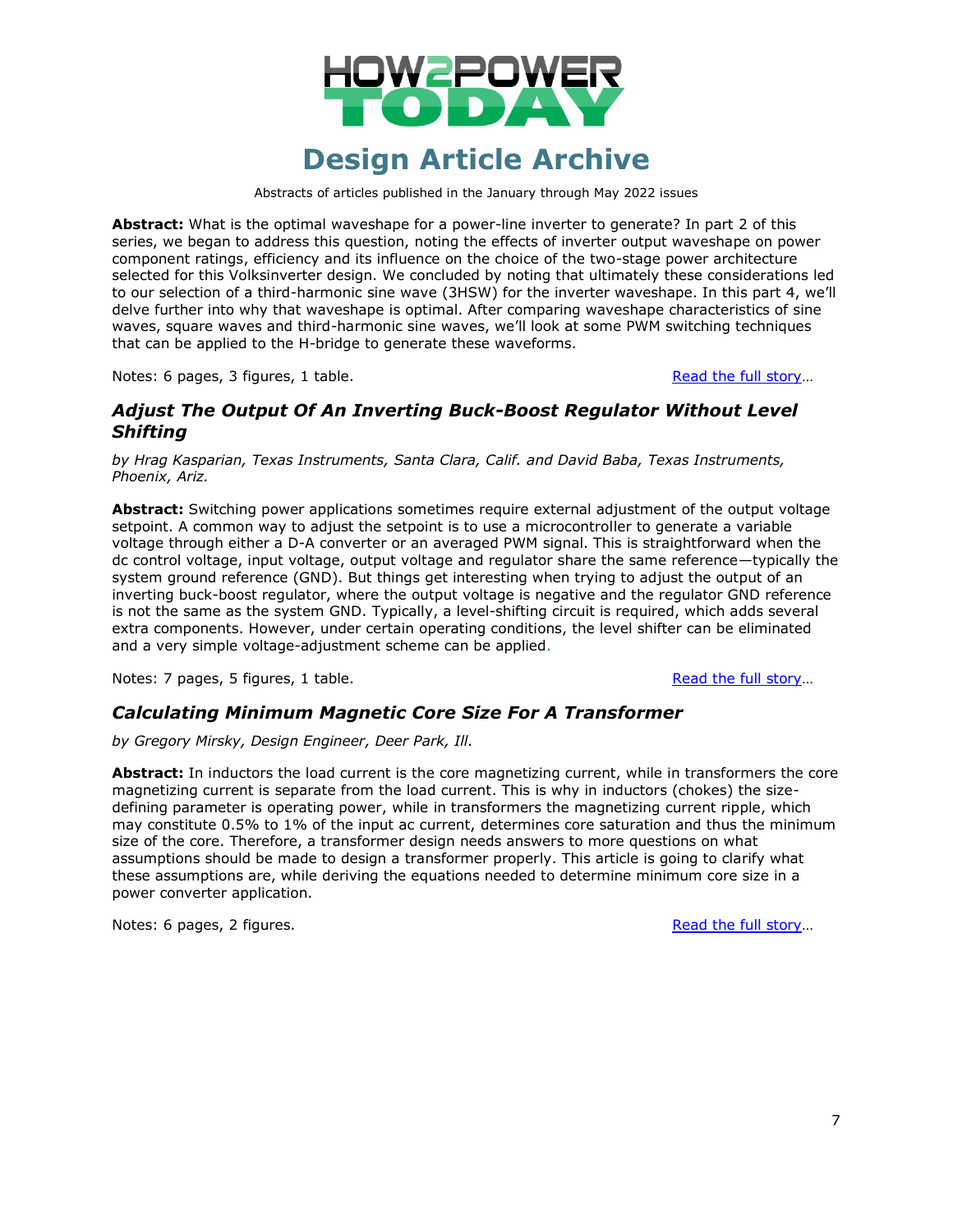# Design Article Archive

Abstracts of articles published in the January through May 2022 issues

**Abstract:** What is the optimal waveshape for a power-line inverter to generate? In part 2 of this series, we began to address this question, noting the effects of inverter output waveshape on power component ratings, efficiency and its influence on the choice of the two-stage power architecture selected for this Volksinverter design. We concluded by noting that ultimately these considerations led to our selection of a third-harmonic sine wave (3HSW) for the inverter waveshape. In this part 4, we'll delve further into why that waveshape is optimal. After comparing waveshape characteristics of sine waves, square waves and third-harmonic sine waves, we'll look at some PWM switching techniques that can be applied to the H-bridge to generate these waveforms.

Notes: 6 pages, 3 figures, 1 table. Read the full story…

## *Adjust The Output Of An Inverting Buck-Boost Regulator Without Level Shifting*

*by Hrag Kasparian, Texas Instruments, Santa Clara, Calif. and David Baba, Texas Instruments, Phoenix, Ariz.*

**Abstract:** Switching power applications sometimes require external adjustment of the output voltage setpoint. A common way to adjust the setpoint is to use a microcontroller to generate a variable voltage through either a D-A converter or an averaged PWM signal. This is straightforward when the dc control voltage, input voltage, output voltage and regulator share the same reference—typically the system ground reference (GND). But things get interesting when trying to adjust the output of an inverting buck-boost regulator, where the output voltage is negative and the regulator GND reference is not the same as the system GND. Typically, a level-shifting circuit is required, which adds several extra components. However, under certain operating conditions, the level shifter can be eliminated and a very simple voltage-adjustment scheme can be applied.

Notes: 7 pages, 5 figures, 1 table. Read the full story…

## *Calculating Minimum Magnetic Core Size For A Transformer*

*by Gregory Mirsky, Design Engineer, Deer Park, Ill.*

**Abstract:** In inductors the load current is the core magnetizing current, while in transformers the core magnetizing current is separate from the load current. This is why in inductors (chokes) the size-defining parameter is operating power, while in transformers the magnetizing current ripple, which may constitute 0.5% to 1% of the input ac current, determines core saturation and thus the minimum size of the core. Therefore, a transformer design needs answers to more questions on what assumptions should be made to design a transformer properly. This article is going to clarify what these assumptions are, while deriving the equations needed to determine minimum core size in a power converter application.

Notes: 6 pages, 2 figures. Read the full story…